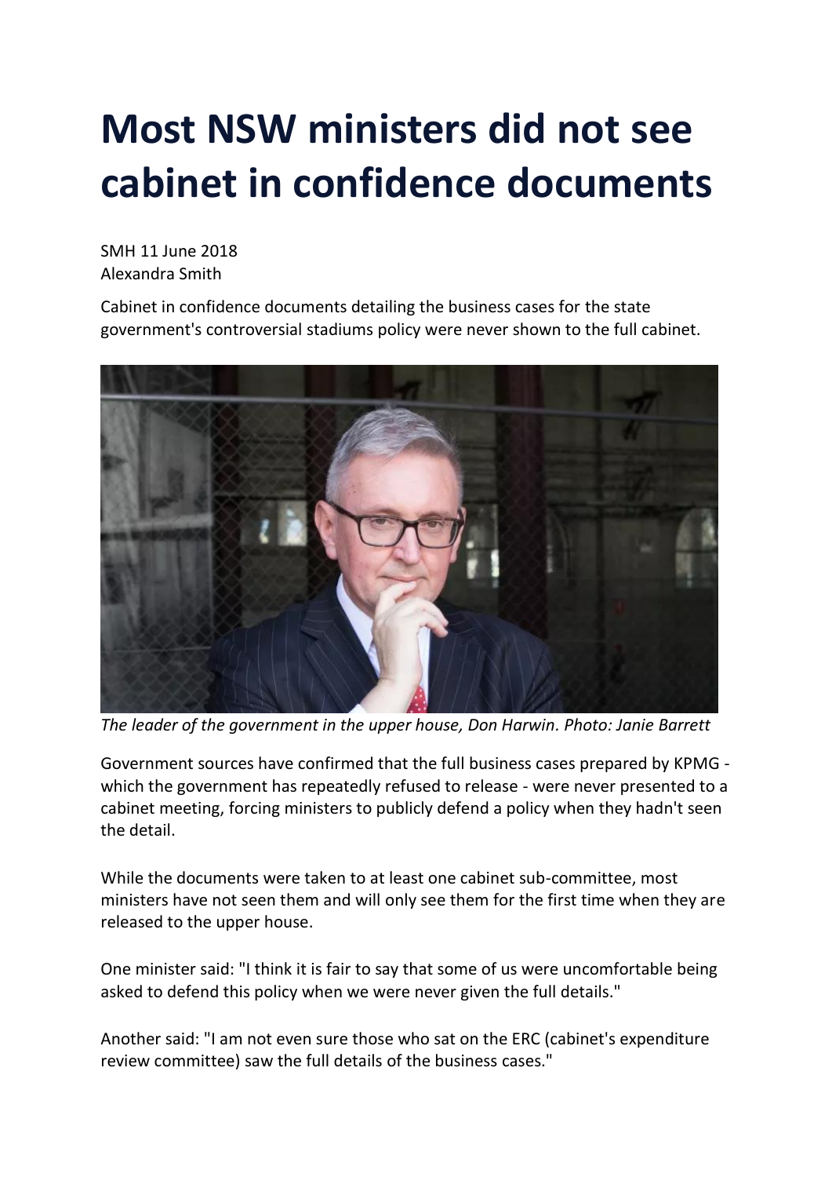# Most NSW ministers did not see cabinet in confidence documents

SMH 11 June 2018
Alexandra Smith

Cabinet in confidence documents detailing the business cases for the state government's controversial stadiums policy were never shown to the full cabinet.

*The leader of the government in the upper house, Don Harwin. Photo: Janie Barrett*

Government sources have confirmed that the full business cases prepared by KPMG - which the government has repeatedly refused to release - were never presented to a cabinet meeting, forcing ministers to publicly defend a policy when they hadn't seen the detail.

While the documents were taken to at least one cabinet sub-committee, most ministers have not seen them and will only see them for the first time when they are released to the upper house.

One minister said: "I think it is fair to say that some of us were uncomfortable being asked to defend this policy when we were never given the full details."

Another said: "I am not even sure those who sat on the ERC (cabinet's expenditure review committee) saw the full details of the business cases."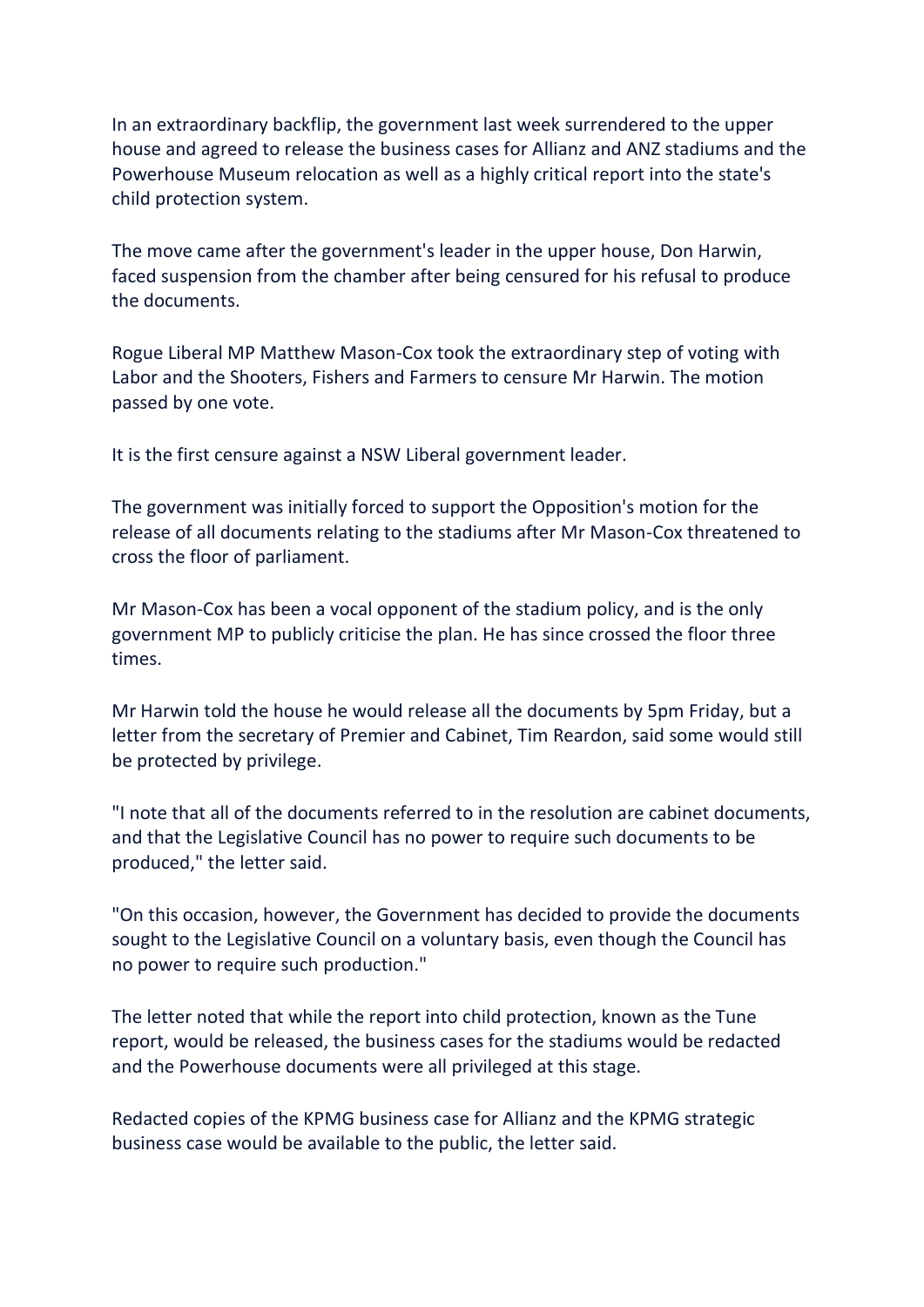In an extraordinary backflip, the government last week surrendered to the upper house and agreed to release the business cases for Allianz and ANZ stadiums and the Powerhouse Museum relocation as well as a highly critical report into the state's child protection system.

The move came after the government's leader in the upper house, Don Harwin, faced suspension from the chamber after being censured for his refusal to produce the documents.

Rogue Liberal MP Matthew Mason-Cox took the extraordinary step of voting with Labor and the Shooters, Fishers and Farmers to censure Mr Harwin. The motion passed by one vote.

It is the first censure against a NSW Liberal government leader.

The government was initially forced to support the Opposition's motion for the release of all documents relating to the stadiums after Mr Mason-Cox threatened to cross the floor of parliament.

Mr Mason-Cox has been a vocal opponent of the stadium policy, and is the only government MP to publicly criticise the plan. He has since crossed the floor three times.

Mr Harwin told the house he would release all the documents by 5pm Friday, but a letter from the secretary of Premier and Cabinet, Tim Reardon, said some would still be protected by privilege.

"I note that all of the documents referred to in the resolution are cabinet documents, and that the Legislative Council has no power to require such documents to be produced," the letter said.

"On this occasion, however, the Government has decided to provide the documents sought to the Legislative Council on a voluntary basis, even though the Council has no power to require such production."

The letter noted that while the report into child protection, known as the Tune report, would be released, the business cases for the stadiums would be redacted and the Powerhouse documents were all privileged at this stage.

Redacted copies of the KPMG business case for Allianz and the KPMG strategic business case would be available to the public, the letter said.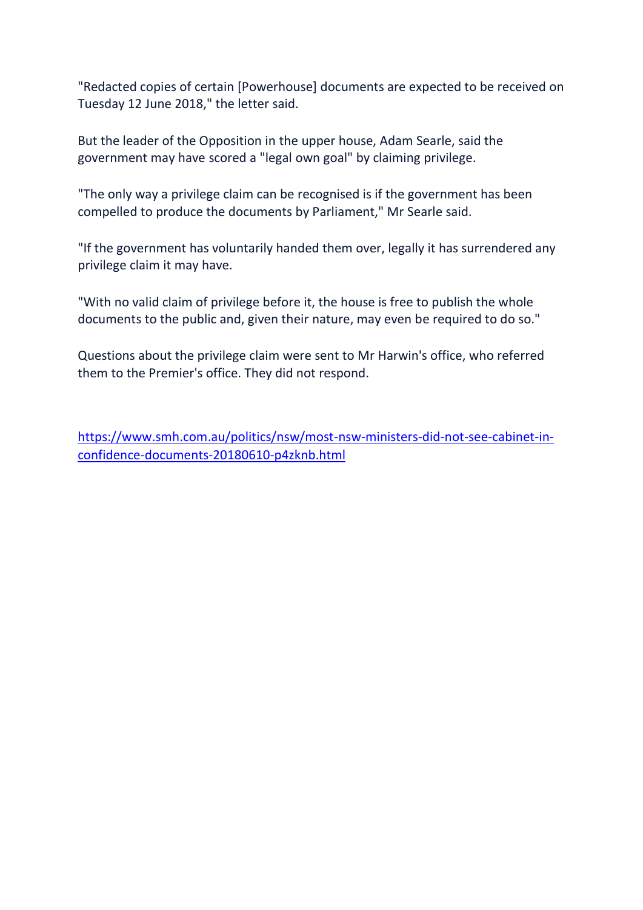"Redacted copies of certain [Powerhouse] documents are expected to be received on Tuesday 12 June 2018," the letter said.

But the leader of the Opposition in the upper house, Adam Searle, said the government may have scored a "legal own goal" by claiming privilege.

"The only way a privilege claim can be recognised is if the government has been compelled to produce the documents by Parliament," Mr Searle said.

"If the government has voluntarily handed them over, legally it has surrendered any privilege claim it may have.

"With no valid claim of privilege before it, the house is free to publish the whole documents to the public and, given their nature, may even be required to do so."

Questions about the privilege claim were sent to Mr Harwin's office, who referred them to the Premier's office. They did not respond.

[https://www.smh.com.au/politics/nsw/most-nsw-ministers-did-not-see-cabinet-in-confidence-documents-20180610-p4zknb.html](https://www.smh.com.au/politics/nsw/most-nsw-ministers-did-not-see-cabinet-in-confidence-documents-20180610-p4zknb.html)